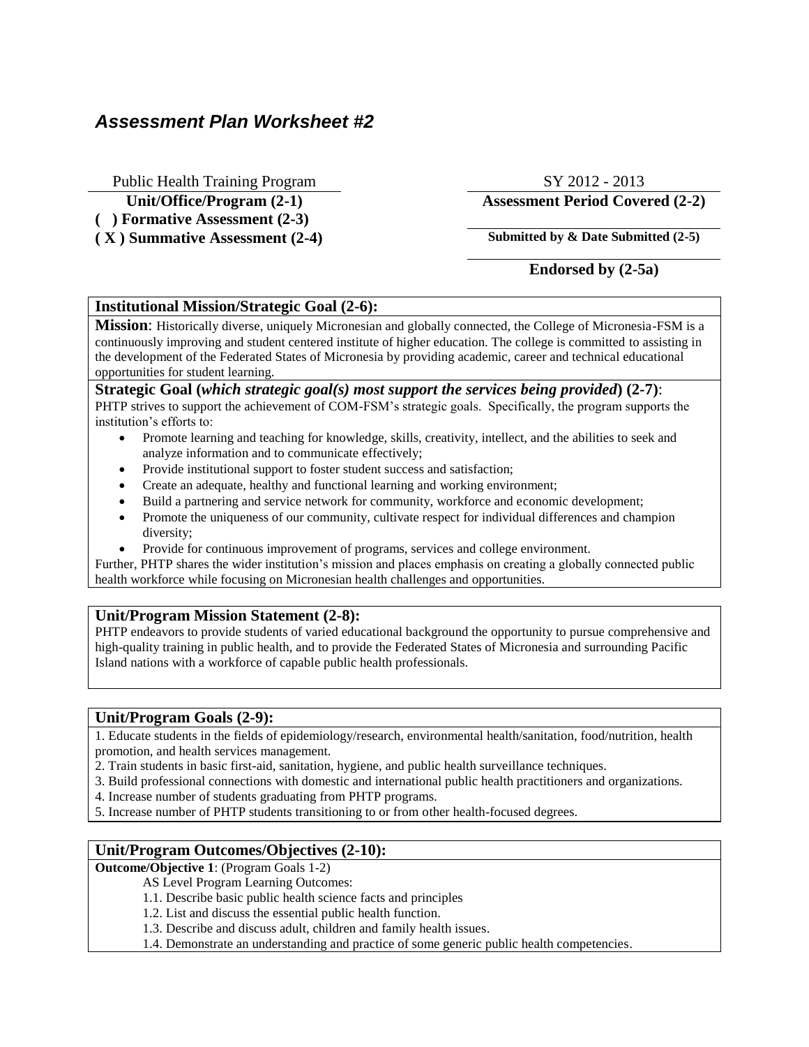# *Assessment Plan Worksheet #2*

Public Health Training Program
**Unit/Office/Program (2-1)**

SY 2012 - 2013
**Assessment Period Covered (2-2)**

**( ) Formative Assessment (2-3)**
**( X ) Summative Assessment (2-4)**

**Submitted by & Date Submitted (2-5)**

**Endorsed by (2-5a)**

## Institutional Mission/Strategic Goal (2-6):

**Mission**: Historically diverse, uniquely Micronesian and globally connected, the College of Micronesia-FSM is a continuously improving and student centered institute of higher education. The college is committed to assisting in the development of the Federated States of Micronesia by providing academic, career and technical educational opportunities for student learning.

**Strategic Goal (*which strategic goal(s) most support the services being provided*) (2-7)**:
PHTP strives to support the achievement of COM-FSM's strategic goals. Specifically, the program supports the institution's efforts to:

- Promote learning and teaching for knowledge, skills, creativity, intellect, and the abilities to seek and analyze information and to communicate effectively;
- Provide institutional support to foster student success and satisfaction;
- Create an adequate, healthy and functional learning and working environment;
- Build a partnering and service network for community, workforce and economic development;
- Promote the uniqueness of our community, cultivate respect for individual differences and champion diversity;
- Provide for continuous improvement of programs, services and college environment.

Further, PHTP shares the wider institution's mission and places emphasis on creating a globally connected public health workforce while focusing on Micronesian health challenges and opportunities.

## Unit/Program Mission Statement (2-8):

PHTP endeavors to provide students of varied educational background the opportunity to pursue comprehensive and high-quality training in public health, and to provide the Federated States of Micronesia and surrounding Pacific Island nations with a workforce of capable public health professionals.

## Unit/Program Goals (2-9):

1. Educate students in the fields of epidemiology/research, environmental health/sanitation, food/nutrition, health promotion, and health services management.
2. Train students in basic first-aid, sanitation, hygiene, and public health surveillance techniques.
3. Build professional connections with domestic and international public health practitioners and organizations.
4. Increase number of students graduating from PHTP programs.
5. Increase number of PHTP students transitioning to or from other health-focused degrees.

## Unit/Program Outcomes/Objectives (2-10):

**Outcome/Objective 1**: (Program Goals 1-2)

AS Level Program Learning Outcomes:

1.1. Describe basic public health science facts and principles
1.2. List and discuss the essential public health function.
1.3. Describe and discuss adult, children and family health issues.
1.4. Demonstrate an understanding and practice of some generic public health competencies.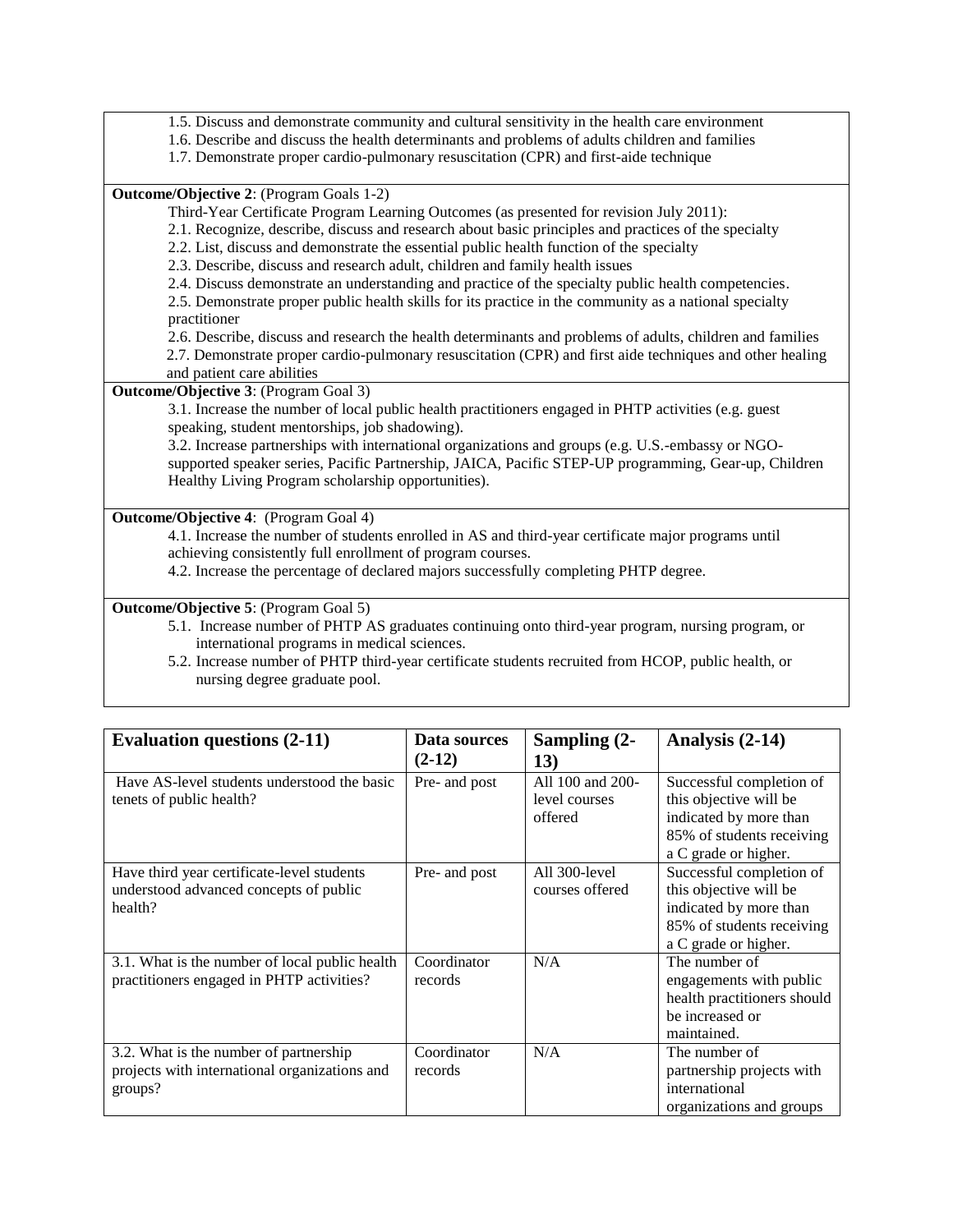1.5. Discuss and demonstrate community and cultural sensitivity in the health care environment
1.6. Describe and discuss the health determinants and problems of adults children and families
1.7. Demonstrate proper cardio-pulmonary resuscitation (CPR) and first-aide technique

**Outcome/Objective 2**: (Program Goals 1-2)

Third-Year Certificate Program Learning Outcomes (as presented for revision July 2011):

2.1. Recognize, describe, discuss and research about basic principles and practices of the specialty
2.2. List, discuss and demonstrate the essential public health function of the specialty
2.3. Describe, discuss and research adult, children and family health issues
2.4. Discuss demonstrate an understanding and practice of the specialty public health competencies.
2.5. Demonstrate proper public health skills for its practice in the community as a national specialty practitioner
2.6. Describe, discuss and research the health determinants and problems of adults, children and families
2.7. Demonstrate proper cardio-pulmonary resuscitation (CPR) and first aide techniques and other healing and patient care abilities

**Outcome/Objective 3**: (Program Goal 3)

3.1. Increase the number of local public health practitioners engaged in PHTP activities (e.g. guest speaking, student mentorships, job shadowing).
3.2. Increase partnerships with international organizations and groups (e.g. U.S.-embassy or NGO-supported speaker series, Pacific Partnership, JAICA, Pacific STEP-UP programming, Gear-up, Children Healthy Living Program scholarship opportunities).

**Outcome/Objective 4**: (Program Goal 4)

4.1. Increase the number of students enrolled in AS and third-year certificate major programs until achieving consistently full enrollment of program courses.
4.2. Increase the percentage of declared majors successfully completing PHTP degree.

**Outcome/Objective 5**: (Program Goal 5)

5.1. Increase number of PHTP AS graduates continuing onto third-year program, nursing program, or international programs in medical sciences.
5.2. Increase number of PHTP third-year certificate students recruited from HCOP, public health, or nursing degree graduate pool.

| **Evaluation questions (2-11)** | **Data sources (2-12)** | **Sampling (2-13)** | **Analysis (2-14)** |
|---|---|---|---|
| Have AS-level students understood the basic tenets of public health? | Pre- and post | All 100 and 200-level courses offered | Successful completion of this objective will be indicated by more than 85% of students receiving a C grade or higher. |
| Have third year certificate-level students understood advanced concepts of public health? | Pre- and post | All 300-level courses offered | Successful completion of this objective will be indicated by more than 85% of students receiving a C grade or higher. |
| 3.1. What is the number of local public health practitioners engaged in PHTP activities? | Coordinator records | N/A | The number of engagements with public health practitioners should be increased or maintained. |
| 3.2. What is the number of partnership projects with international organizations and groups? | Coordinator records | N/A | The number of partnership projects with international organizations and groups |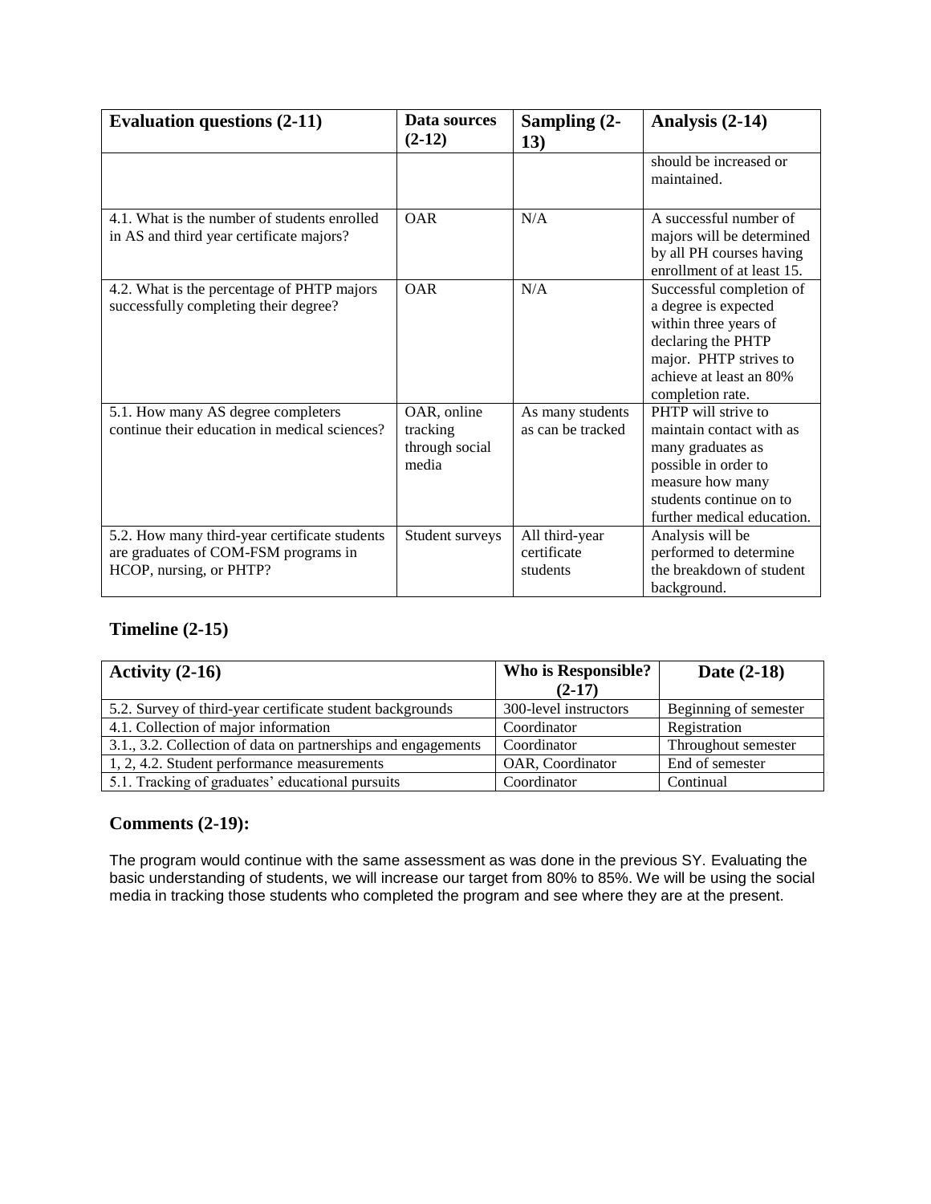| Evaluation questions (2-11) | Data sources (2-12) | Sampling (2-13) | Analysis (2-14) |
|---|---|---|---|
| | | | should be increased or maintained. |
| 4.1. What is the number of students enrolled in AS and third year certificate majors? | OAR | N/A | A successful number of majors will be determined by all PH courses having enrollment of at least 15. |
| 4.2. What is the percentage of PHTP majors successfully completing their degree? | OAR | N/A | Successful completion of a degree is expected within three years of declaring the PHTP major. PHTP strives to achieve at least an 80% completion rate. |
| 5.1. How many AS degree completers continue their education in medical sciences? | OAR, online tracking through social media | As many students as can be tracked | PHTP will strive to maintain contact with as many graduates as possible in order to measure how many students continue on to further medical education. |
| 5.2. How many third-year certificate students are graduates of COM-FSM programs in HCOP, nursing, or PHTP? | Student surveys | All third-year certificate students | Analysis will be performed to determine the breakdown of student background. |

## Timeline (2-15)

| Activity (2-16) | Who is Responsible? (2-17) | Date (2-18) |
|---|---|---|
| 5.2. Survey of third-year certificate student backgrounds | 300-level instructors | Beginning of semester |
| 4.1. Collection of major information | Coordinator | Registration |
| 3.1., 3.2. Collection of data on partnerships and engagements | Coordinator | Throughout semester |
| 1, 2, 4.2. Student performance measurements | OAR, Coordinator | End of semester |
| 5.1. Tracking of graduates' educational pursuits | Coordinator | Continual |

## Comments (2-19):

The program would continue with the same assessment as was done in the previous SY. Evaluating the basic understanding of students, we will increase our target from 80% to 85%. We will be using the social media in tracking those students who completed the program and see where they are at the present.